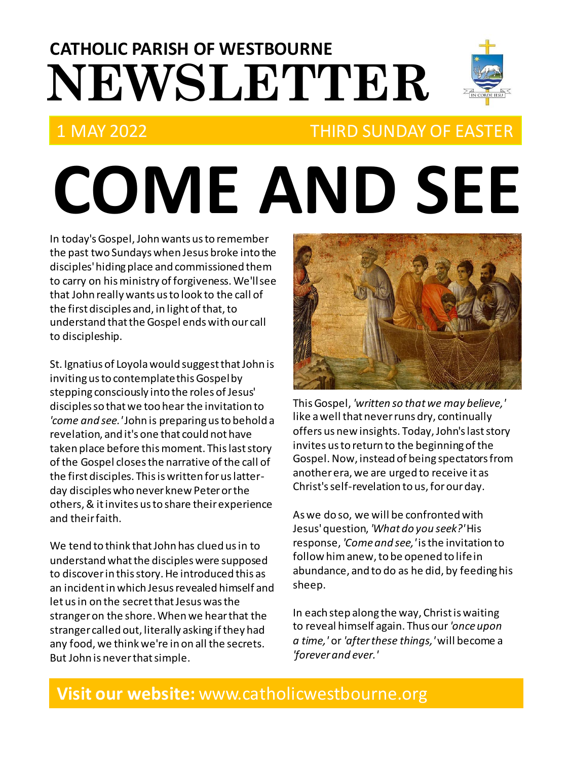## CATHOLIC PARISH OF WESTBOURNE

# NEWSLETTER

1 MAY 2022 — THIRD SUNDAY OF EASTER

# COME AND SEE

In today's Gospel, John wants us to remember the past two Sundays when Jesus broke into the disciples' hiding place and commissioned them to carry on his ministry of forgiveness. We'll see that John really wants us to look to the call of the first disciples and, in light of that, to understand that the Gospel ends with our call to discipleship.

St. Ignatius of Loyola would suggest that John is inviting us to contemplate this Gospel by stepping consciously into the roles of Jesus' disciples so that we too hear the invitation to *'come and see.'* John is preparing us to behold a revelation, and it's one that could not have taken place before this moment. This last story of the Gospel closes the narrative of the call of the first disciples. This is written for us latter-day disciples who never knew Peter or the others, & it invites us to share their experience and their faith.

We tend to think that John has clued us in to understand what the disciples were supposed to discover in this story. He introduced this as an incident in which Jesus revealed himself and let us in on the secret that Jesus was the stranger on the shore. When we hear that the stranger called out, literally asking if they had any food, we think we're in on all the secrets. But John is never that simple.

This Gospel, *'written so that we may believe,'* like a well that never runs dry, continually offers us new insights. Today, John's last story invites us to return to the beginning of the Gospel. Now, instead of being spectators from another era, we are urged to receive it as Christ's self-revelation to us, for our day.

As we do so, we will be confronted with Jesus' question, *'What do you seek?'* His response, *'Come and see,'* is the invitation to follow him anew, to be opened to life in abundance, and to do as he did, by feeding his sheep.

In each step along the way, Christ is waiting to reveal himself again. Thus our *'once upon a time,'* or *'after these things,'* will become a *'forever and ever.'*

**Visit our website:** www.catholicwestbourne.org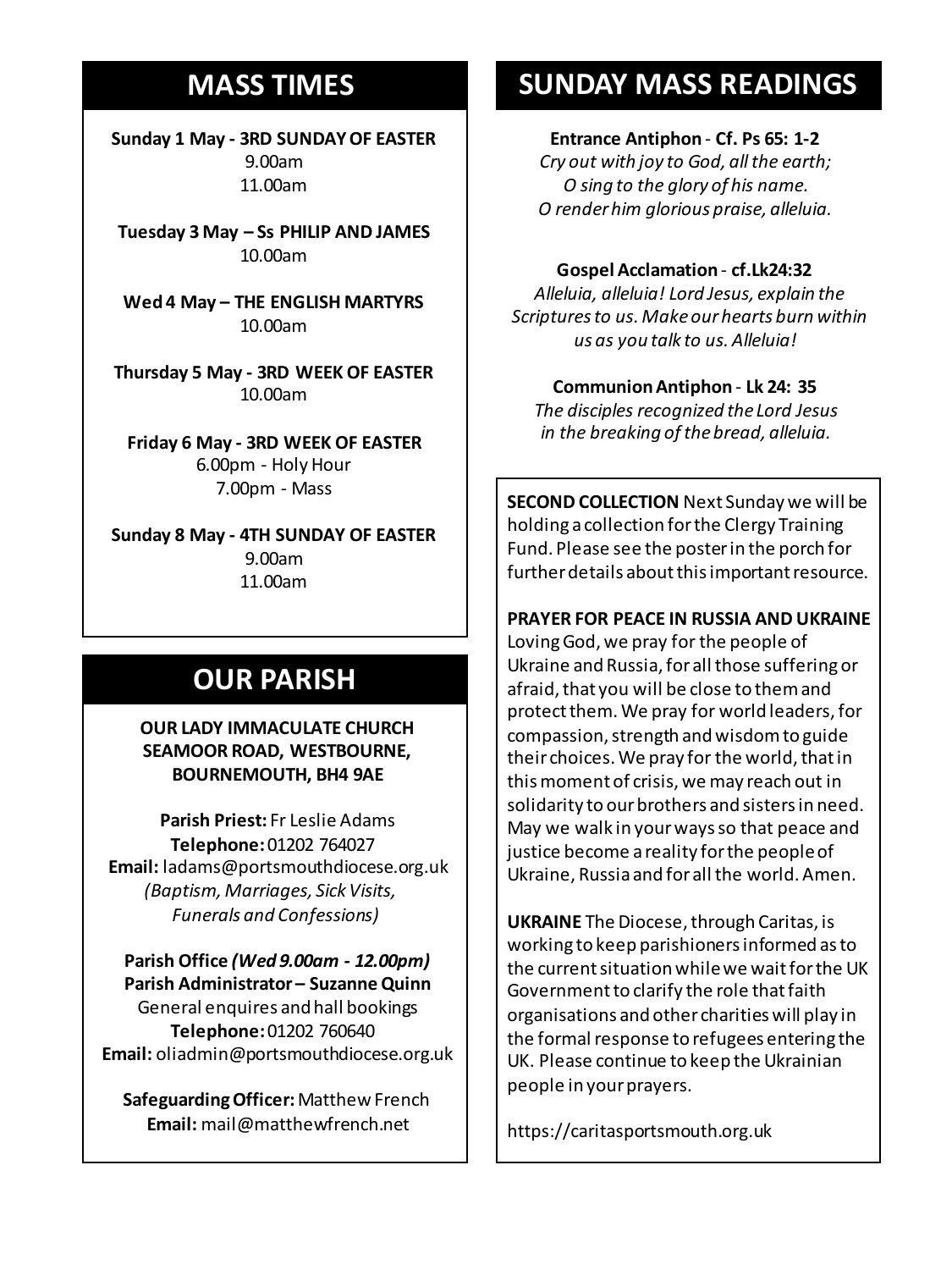## MASS TIMES

**Sunday 1 May - 3RD SUNDAY OF EASTER**
9.00am
11.00am

**Tuesday 3 May – Ss PHILIP AND JAMES**
10.00am

**Wed 4 May – THE ENGLISH MARTYRS**
10.00am

**Thursday 5 May - 3RD WEEK OF EASTER**
10.00am

**Friday 6 May - 3RD WEEK OF EASTER**
6.00pm - Holy Hour
7.00pm - Mass

**Sunday 8 May - 4TH SUNDAY OF EASTER**
9.00am
11.00am

## OUR PARISH

**OUR LADY IMMACULATE CHURCH**
**SEAMOOR ROAD, WESTBOURNE,**
**BOURNEMOUTH, BH4 9AE**

**Parish Priest:** Fr Leslie Adams
**Telephone:** 01202 764027
**Email:** ladams@portsmouthdiocese.org.uk
*(Baptism, Marriages, Sick Visits, Funerals and Confessions)*

**Parish Office *(Wed 9.00am - 12.00pm)***
**Parish Administrator – Suzanne Quinn**
General enquires and hall bookings
**Telephone:** 01202 760640
**Email:** oliadmin@portsmouthdiocese.org.uk

**Safeguarding Officer:** Matthew French
**Email:** mail@matthewfrench.net

## SUNDAY MASS READINGS

**Entrance Antiphon - Cf. Ps 65: 1-2**
*Cry out with joy to God, all the earth;*
*O sing to the glory of his name.*
*O render him glorious praise, alleluia.*

**Gospel Acclamation - cf.Lk24:32**
*Alleluia, alleluia! Lord Jesus, explain the Scriptures to us. Make our hearts burn within us as you talk to us. Alleluia!*

**Communion Antiphon - Lk 24: 35**
*The disciples recognized the Lord Jesus*
*in the breaking of the bread, alleluia.*

**SECOND COLLECTION** Next Sunday we will be holding a collection for the Clergy Training Fund. Please see the poster in the porch for further details about this important resource.

**PRAYER FOR PEACE IN RUSSIA AND UKRAINE**
Loving God, we pray for the people of Ukraine and Russia, for all those suffering or afraid, that you will be close to them and protect them. We pray for world leaders, for compassion, strength and wisdom to guide their choices. We pray for the world, that in this moment of crisis, we may reach out in solidarity to our brothers and sisters in need. May we walk in your ways so that peace and justice become a reality for the people of Ukraine, Russia and for all the world. Amen.

**UKRAINE** The Diocese, through Caritas, is working to keep parishioners informed as to the current situation while we wait for the UK Government to clarify the role that faith organisations and other charities will play in the formal response to refugees entering the UK. Please continue to keep the Ukrainian people in your prayers.

https://caritasportsmouth.org.uk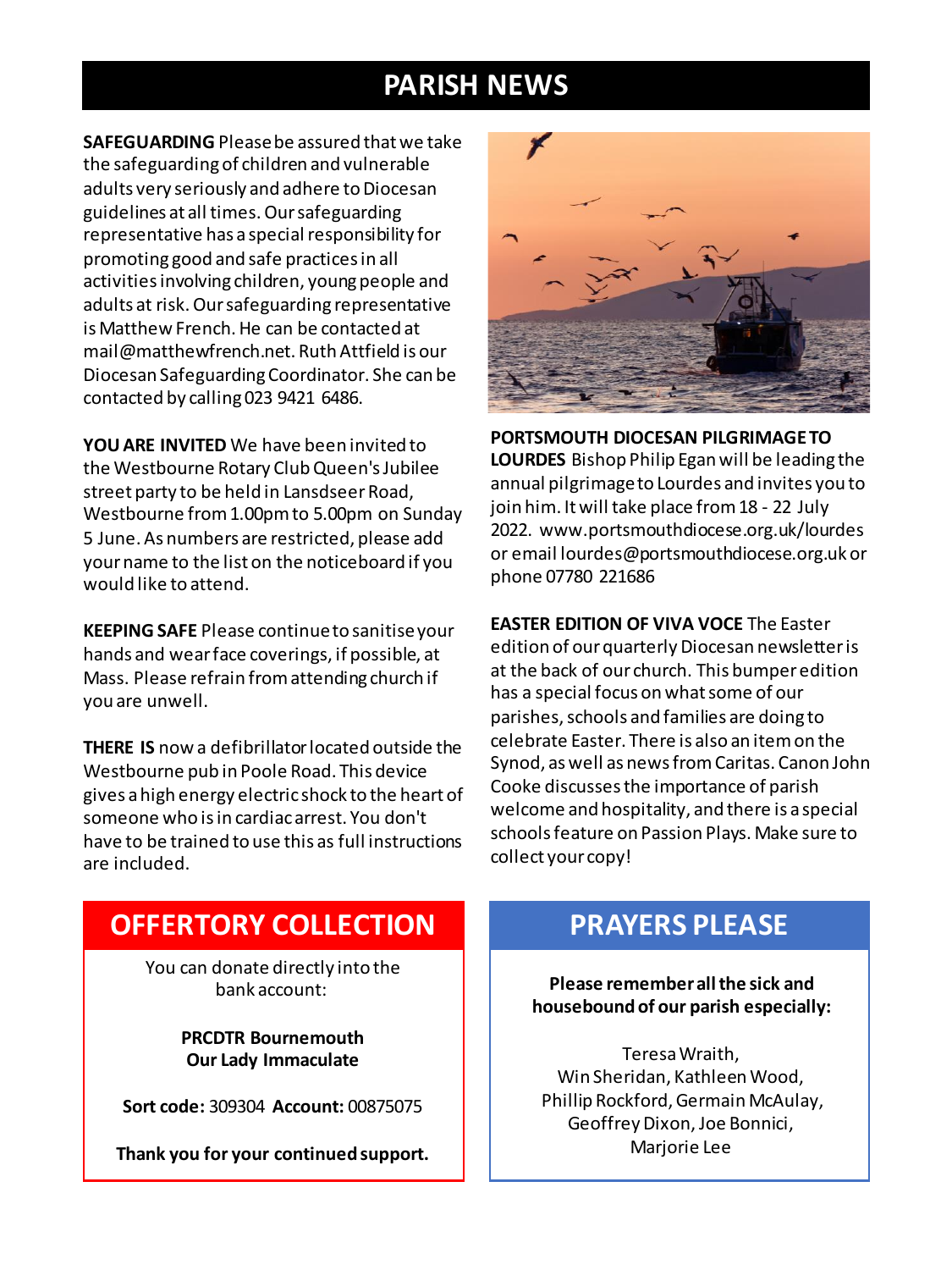# PARISH NEWS

**SAFEGUARDING** Please be assured that we take the safeguarding of children and vulnerable adults very seriously and adhere to Diocesan guidelines at all times. Our safeguarding representative has a special responsibility for promoting good and safe practices in all activities involving children, young people and adults at risk. Our safeguarding representative is Matthew French. He can be contacted at mail@matthewfrench.net. Ruth Attfield is our Diocesan Safeguarding Coordinator. She can be contacted by calling 023 9421 6486.

**YOU ARE INVITED** We have been invited to the Westbourne Rotary Club Queen's Jubilee street party to be held in Lansdseer Road, Westbourne from 1.00pm to 5.00pm on Sunday 5 June. As numbers are restricted, please add your name to the list on the noticeboard if you would like to attend.

**KEEPING SAFE** Please continue to sanitise your hands and wear face coverings, if possible, at Mass. Please refrain from attending church if you are unwell.

**THERE IS** now a defibrillator located outside the Westbourne pub in Poole Road. This device gives a high energy electric shock to the heart of someone who is in cardiac arrest. You don't have to be trained to use this as full instructions are included.

**PORTSMOUTH DIOCESAN PILGRIMAGE TO LOURDES** Bishop Philip Egan will be leading the annual pilgrimage to Lourdes and invites you to join him. It will take place from 18 - 22 July 2022. www.portsmouthdiocese.org.uk/lourdes or email lourdes@portsmouthdiocese.org.uk or phone 07780 221686

**EASTER EDITION OF VIVA VOCE** The Easter edition of our quarterly Diocesan newsletter is at the back of our church. This bumper edition has a special focus on what some of our parishes, schools and families are doing to celebrate Easter. There is also an item on the Synod, as well as news from Caritas. Canon John Cooke discusses the importance of parish welcome and hospitality, and there is a special schools feature on Passion Plays. Make sure to collect your copy!

## OFFERTORY COLLECTION

You can donate directly into the bank account:

**PRCDTR Bournemouth**
**Our Lady Immaculate**

**Sort code:** 309304 **Account:** 00875075

**Thank you for your continued support.**

## PRAYERS PLEASE

**Please remember all the sick and housebound of our parish especially:**

Teresa Wraith,
Win Sheridan, Kathleen Wood,
Phillip Rockford, Germain McAulay,
Geoffrey Dixon, Joe Bonnici,
Marjorie Lee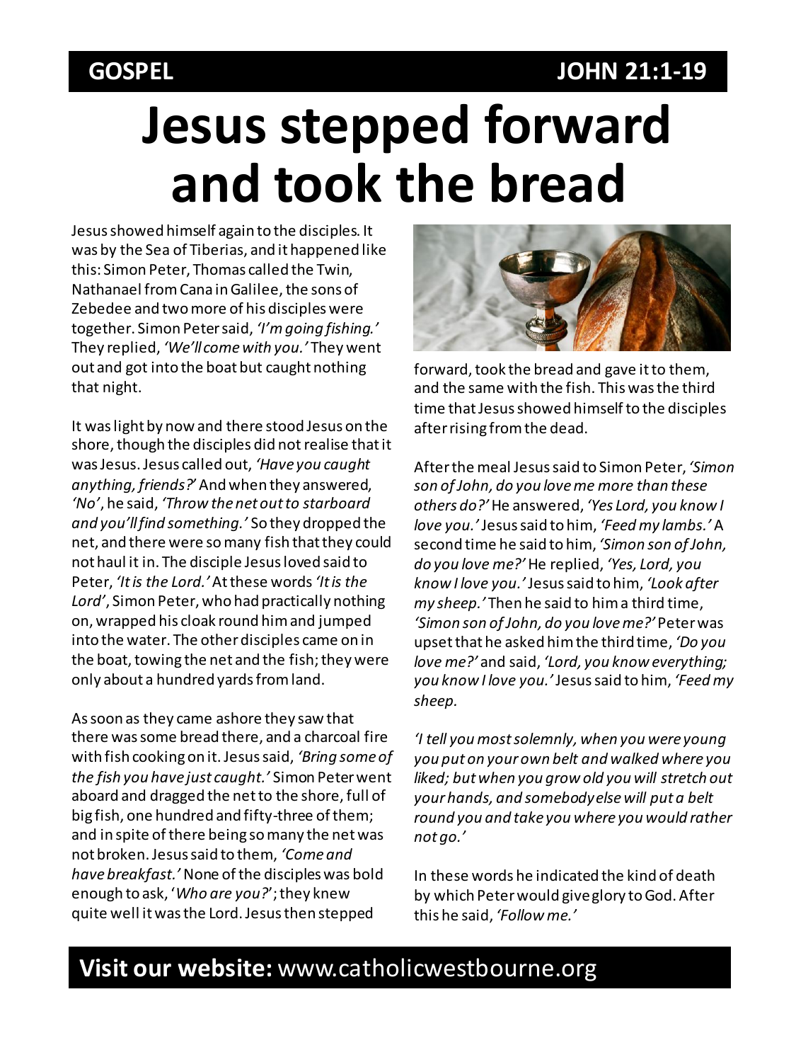**GOSPEL** **JOHN 21:1-19**

# Jesus stepped forward and took the bread

Jesus showed himself again to the disciples. It was by the Sea of Tiberias, and it happened like this: Simon Peter, Thomas called the Twin, Nathanael from Cana in Galilee, the sons of Zebedee and two more of his disciples were together. Simon Peter said, *'I'm going fishing.'* They replied, *'We'll come with you.'* They went out and got into the boat but caught nothing that night.

It was light by now and there stood Jesus on the shore, though the disciples did not realise that it was Jesus. Jesus called out, *'Have you caught anything, friends?'* And when they answered, *'No'*, he said, *'Throw the net out to starboard and you'll find something.'* So they dropped the net, and there were so many fish that they could not haul it in. The disciple Jesus loved said to Peter, *'It is the Lord.'* At these words *'It is the Lord'*, Simon Peter, who had practically nothing on, wrapped his cloak round him and jumped into the water. The other disciples came on in the boat, towing the net and the fish; they were only about a hundred yards from land.

As soon as they came ashore they saw that there was some bread there, and a charcoal fire with fish cooking on it. Jesus said, *'Bring some of the fish you have just caught.'* Simon Peter went aboard and dragged the net to the shore, full of big fish, one hundred and fifty-three of them; and in spite of there being so many the net was not broken. Jesus said to them, *'Come and have breakfast.'* None of the disciples was bold enough to ask, '*Who are you?*'; they knew quite well it was the Lord. Jesus then stepped forward, took the bread and gave it to them, and the same with the fish. This was the third time that Jesus showed himself to the disciples after rising from the dead.

After the meal Jesus said to Simon Peter, *'Simon son of John, do you love me more than these others do?'* He answered, *'Yes Lord, you know I love you.'* Jesus said to him, *'Feed my lambs.'* A second time he said to him, *'Simon son of John, do you love me?'* He replied, *'Yes, Lord, you know I love you.'* Jesus said to him, *'Look after my sheep.'* Then he said to him a third time, *'Simon son of John, do you love me?'* Peter was upset that he asked him the third time, *'Do you love me?'* and said, *'Lord, you know everything; you know I love you.'* Jesus said to him, *'Feed my sheep.*

*'I tell you most solemnly, when you were young you put on your own belt and walked where you liked; but when you grow old you will stretch out your hands, and somebody else will put a belt round you and take you where you would rather not go.'*

In these words he indicated the kind of death by which Peter would give glory to God. After this he said, *'Follow me.'*

**Visit our website:** www.catholicwestbourne.org